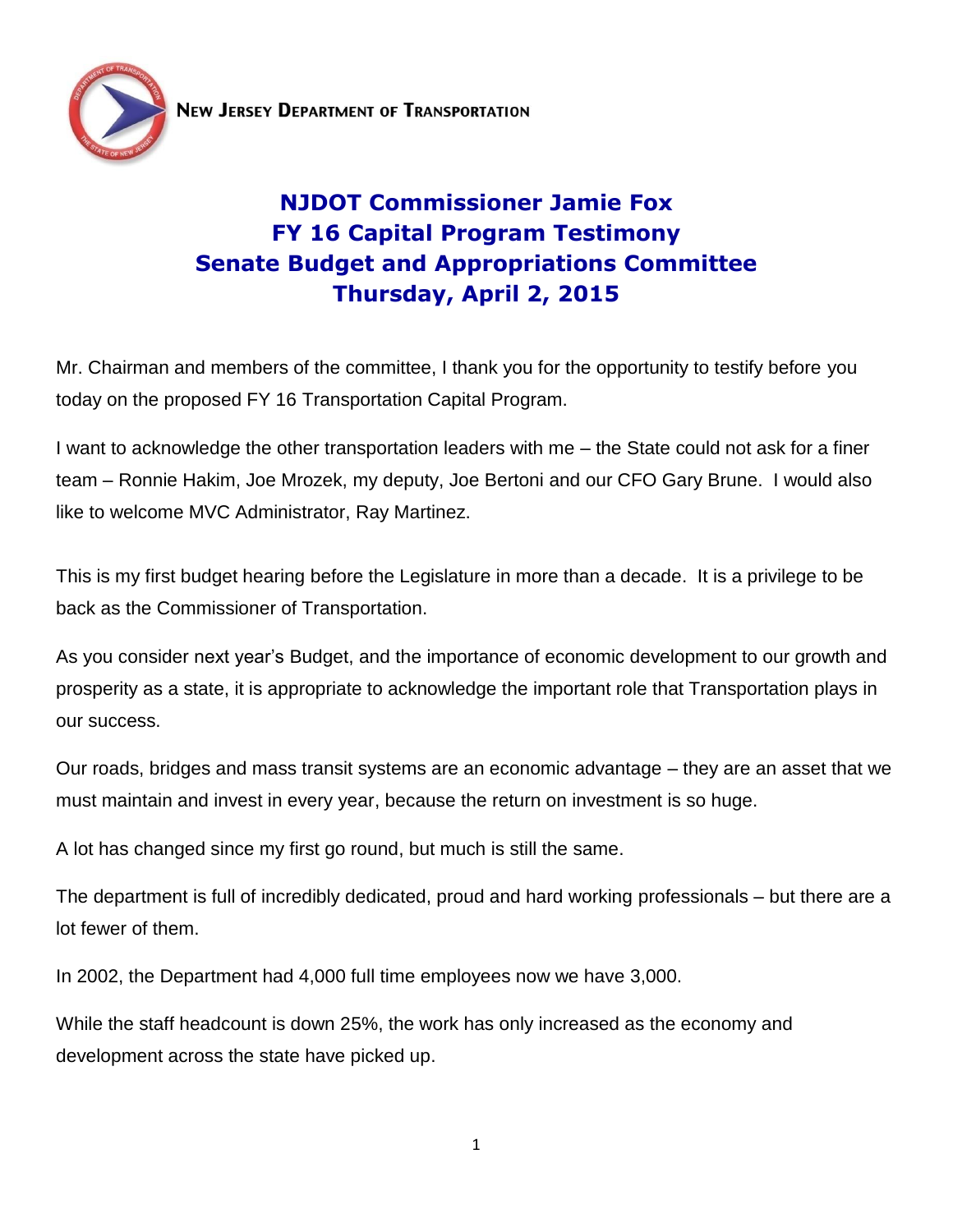NEW JERSEY DEPARTMENT OF TRANSPORTATION

# NJDOT Commissioner Jamie Fox
# FY 16 Capital Program Testimony
# Senate Budget and Appropriations Committee
# Thursday, April 2, 2015

Mr. Chairman and members of the committee, I thank you for the opportunity to testify before you today on the proposed FY 16 Transportation Capital Program.

I want to acknowledge the other transportation leaders with me – the State could not ask for a finer team – Ronnie Hakim, Joe Mrozek, my deputy, Joe Bertoni and our CFO Gary Brune. I would also like to welcome MVC Administrator, Ray Martinez.

This is my first budget hearing before the Legislature in more than a decade. It is a privilege to be back as the Commissioner of Transportation.

As you consider next year's Budget, and the importance of economic development to our growth and prosperity as a state, it is appropriate to acknowledge the important role that Transportation plays in our success.

Our roads, bridges and mass transit systems are an economic advantage – they are an asset that we must maintain and invest in every year, because the return on investment is so huge.

A lot has changed since my first go round, but much is still the same.

The department is full of incredibly dedicated, proud and hard working professionals – but there are a lot fewer of them.

In 2002, the Department had 4,000 full time employees now we have 3,000.

While the staff headcount is down 25%, the work has only increased as the economy and development across the state have picked up.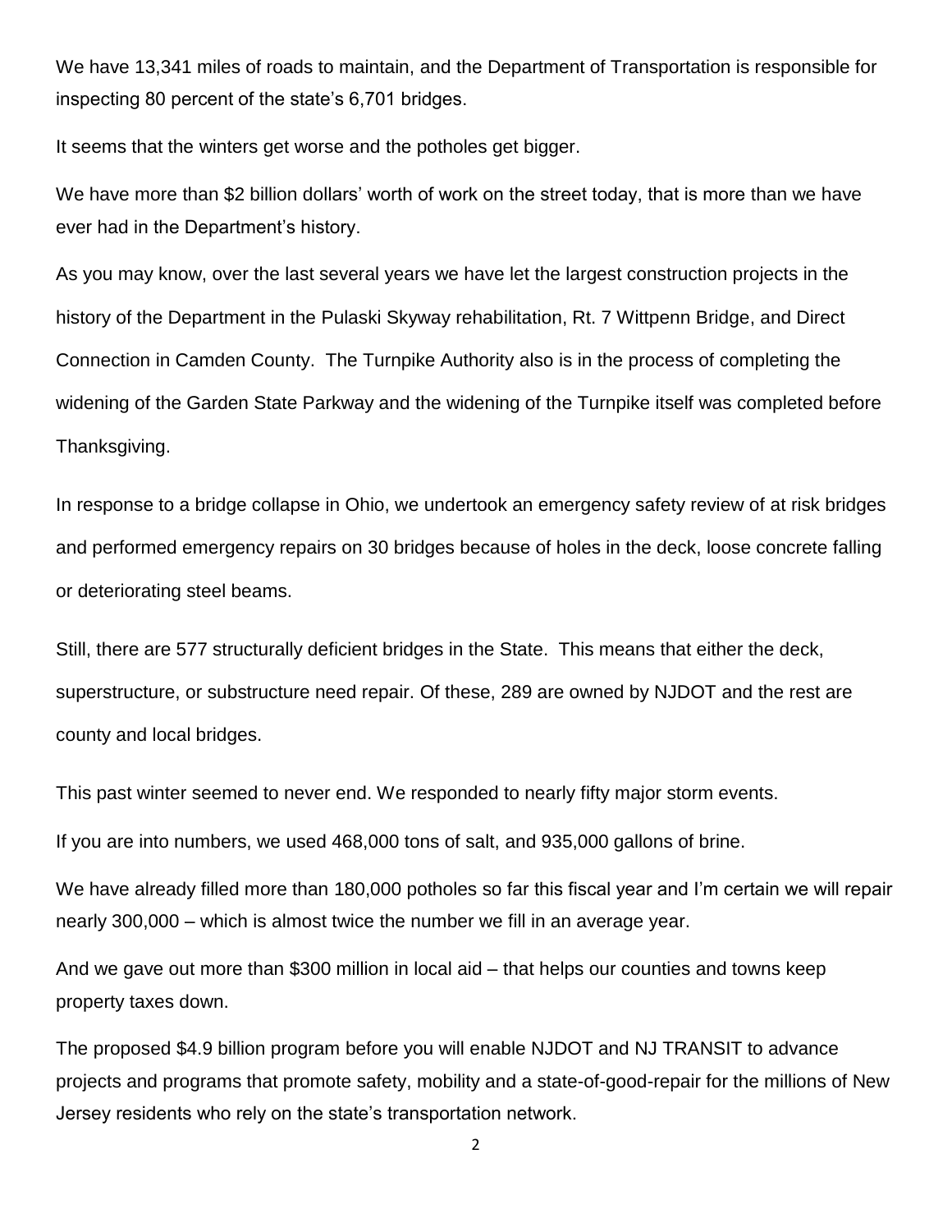We have 13,341 miles of roads to maintain, and the Department of Transportation is responsible for inspecting 80 percent of the state's 6,701 bridges.

It seems that the winters get worse and the potholes get bigger.

We have more than $2 billion dollars' worth of work on the street today, that is more than we have ever had in the Department's history.

As you may know, over the last several years we have let the largest construction projects in the history of the Department in the Pulaski Skyway rehabilitation, Rt. 7 Wittpenn Bridge, and Direct Connection in Camden County. The Turnpike Authority also is in the process of completing the widening of the Garden State Parkway and the widening of the Turnpike itself was completed before Thanksgiving.

In response to a bridge collapse in Ohio, we undertook an emergency safety review of at risk bridges and performed emergency repairs on 30 bridges because of holes in the deck, loose concrete falling or deteriorating steel beams.

Still, there are 577 structurally deficient bridges in the State. This means that either the deck, superstructure, or substructure need repair. Of these, 289 are owned by NJDOT and the rest are county and local bridges.

This past winter seemed to never end. We responded to nearly fifty major storm events.

If you are into numbers, we used 468,000 tons of salt, and 935,000 gallons of brine.

We have already filled more than 180,000 potholes so far this fiscal year and I'm certain we will repair nearly 300,000 – which is almost twice the number we fill in an average year.

And we gave out more than $300 million in local aid – that helps our counties and towns keep property taxes down.

The proposed $4.9 billion program before you will enable NJDOT and NJ TRANSIT to advance projects and programs that promote safety, mobility and a state-of-good-repair for the millions of New Jersey residents who rely on the state's transportation network.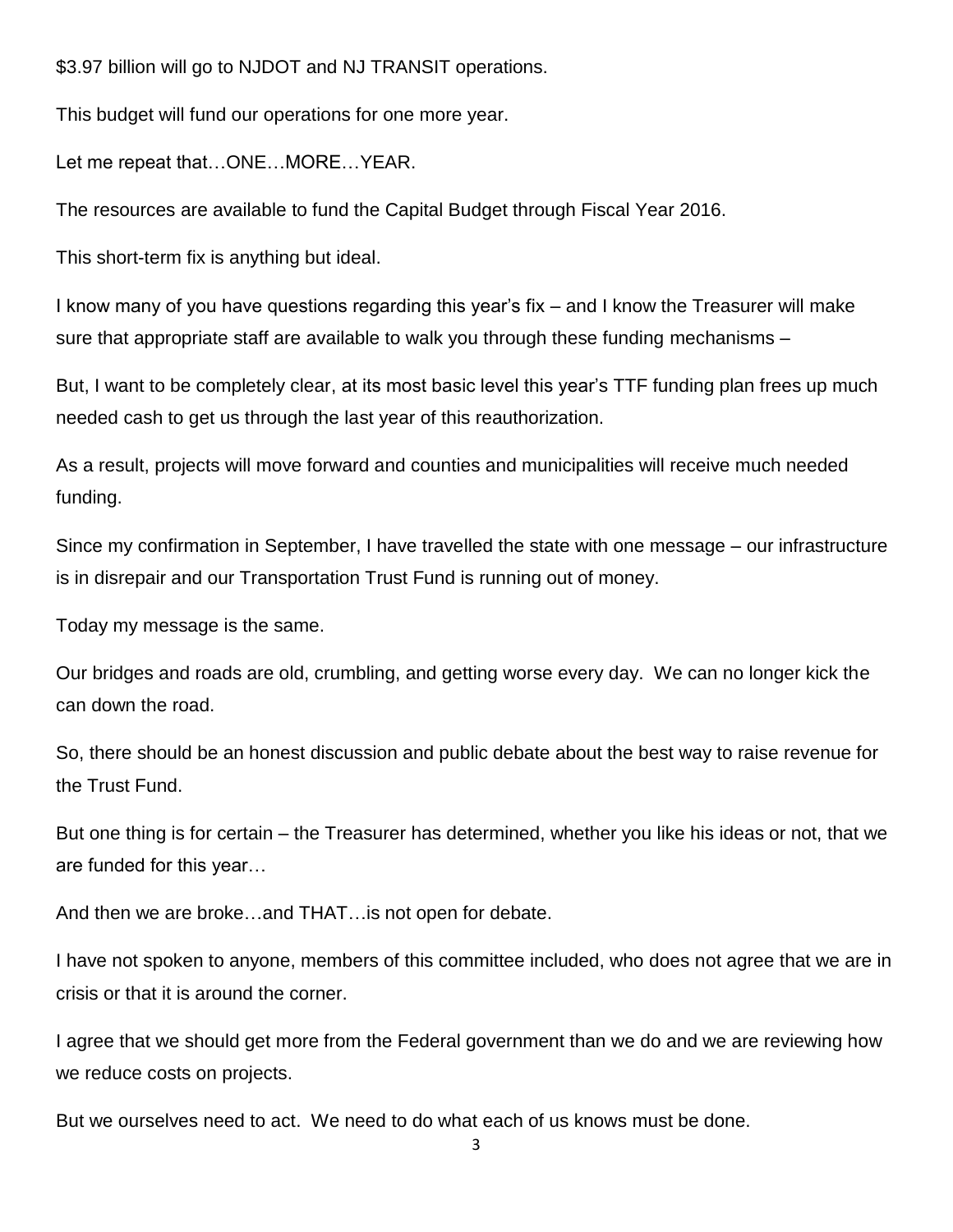$3.97 billion will go to NJDOT and NJ TRANSIT operations.

This budget will fund our operations for one more year.

Let me repeat that…ONE…MORE…YEAR.

The resources are available to fund the Capital Budget through Fiscal Year 2016.

This short-term fix is anything but ideal.

I know many of you have questions regarding this year's fix – and I know the Treasurer will make sure that appropriate staff are available to walk you through these funding mechanisms –

But, I want to be completely clear, at its most basic level this year's TTF funding plan frees up much needed cash to get us through the last year of this reauthorization.

As a result, projects will move forward and counties and municipalities will receive much needed funding.

Since my confirmation in September, I have travelled the state with one message – our infrastructure is in disrepair and our Transportation Trust Fund is running out of money.

Today my message is the same.

Our bridges and roads are old, crumbling, and getting worse every day. We can no longer kick the can down the road.

So, there should be an honest discussion and public debate about the best way to raise revenue for the Trust Fund.

But one thing is for certain – the Treasurer has determined, whether you like his ideas or not, that we are funded for this year…

And then we are broke…and THAT…is not open for debate.

I have not spoken to anyone, members of this committee included, who does not agree that we are in crisis or that it is around the corner.

I agree that we should get more from the Federal government than we do and we are reviewing how we reduce costs on projects.

But we ourselves need to act. We need to do what each of us knows must be done.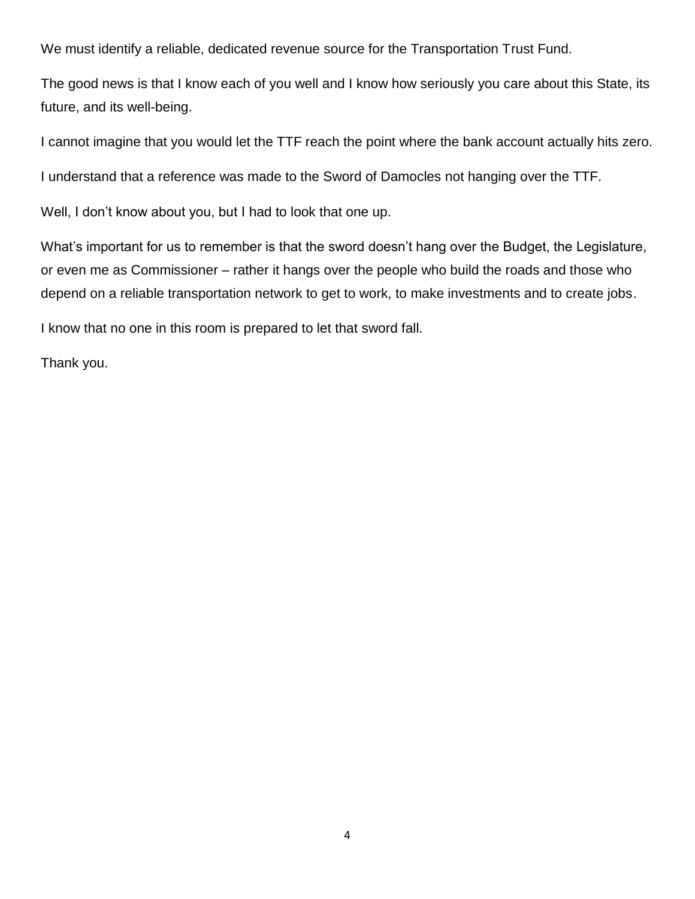We must identify a reliable, dedicated revenue source for the Transportation Trust Fund.

The good news is that I know each of you well and I know how seriously you care about this State, its future, and its well-being.

I cannot imagine that you would let the TTF reach the point where the bank account actually hits zero.

I understand that a reference was made to the Sword of Damocles not hanging over the TTF.

Well, I don't know about you, but I had to look that one up.

What's important for us to remember is that the sword doesn't hang over the Budget, the Legislature, or even me as Commissioner – rather it hangs over the people who build the roads and those who depend on a reliable transportation network to get to work, to make investments and to create jobs.

I know that no one in this room is prepared to let that sword fall.

Thank you.